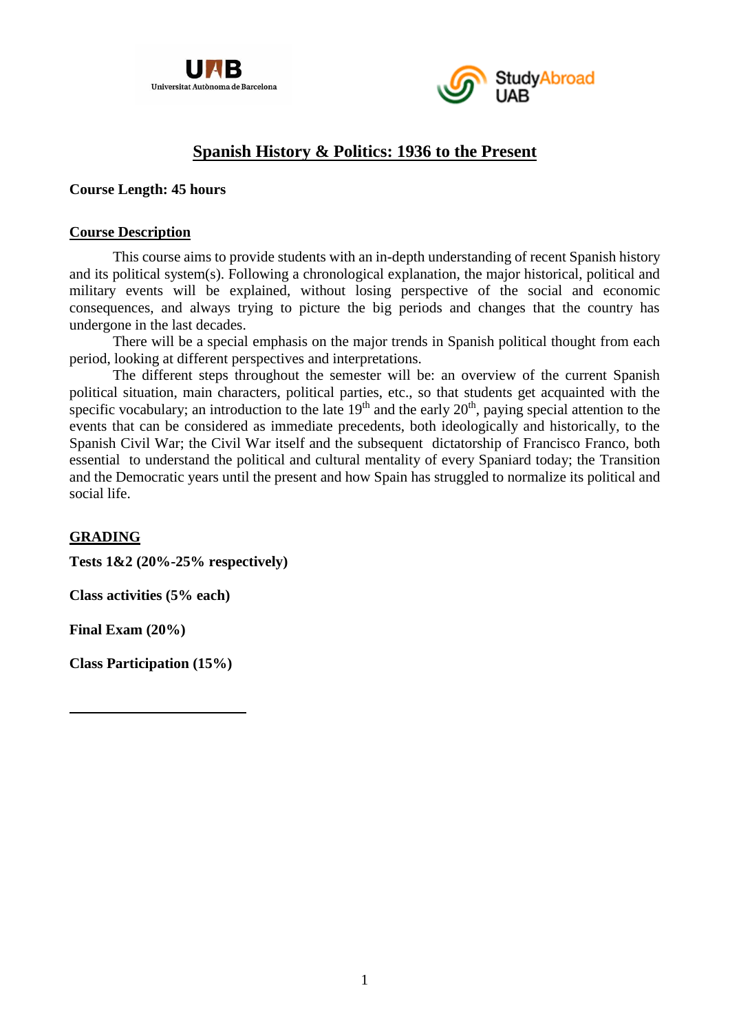# Spanish History & Politics: 1936 to the Present

**Course Length: 45 hours**

## Course Description

This course aims to provide students with an in-depth understanding of recent Spanish history and its political system(s). Following a chronological explanation, the major historical, political and military events will be explained, without losing perspective of the social and economic consequences, and always trying to picture the big periods and changes that the country has undergone in the last decades.

There will be a special emphasis on the major trends in Spanish political thought from each period, looking at different perspectives and interpretations.

The different steps throughout the semester will be: an overview of the current Spanish political situation, main characters, political parties, etc., so that students get acquainted with the specific vocabulary; an introduction to the late 19th and the early 20th, paying special attention to the events that can be considered as immediate precedents, both ideologically and historically, to the Spanish Civil War; the Civil War itself and the subsequent dictatorship of Francisco Franco, both essential to understand the political and cultural mentality of every Spaniard today; the Transition and the Democratic years until the present and how Spain has struggled to normalize its political and social life.

## GRADING

**Tests 1&2 (20%-25% respectively)**

**Class activities (5% each)**

**Final Exam (20%)**

**Class Participation (15%)**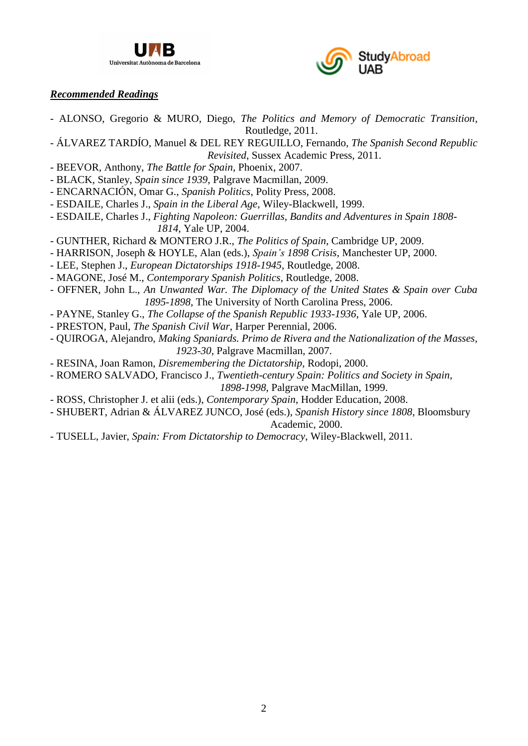***Recommended Readings***

- ALONSO, Gregorio & MURO, Diego, *The Politics and Memory of Democratic Transition*, Routledge, 2011.
- ÁLVAREZ TARDÍO, Manuel & DEL REY REGUILLO, Fernando, *The Spanish Second Republic Revisited*, Sussex Academic Press, 2011.
- BEEVOR, Anthony, *The Battle for Spain*, Phoenix, 2007.
- BLACK, Stanley, *Spain since 1939*, Palgrave Macmillan, 2009.
- ENCARNACIÓN, Omar G., *Spanish Politics*, Polity Press, 2008.
- ESDAILE, Charles J., *Spain in the Liberal Age*, Wiley-Blackwell, 1999.
- ESDAILE, Charles J., *Fighting Napoleon: Guerrillas, Bandits and Adventures in Spain 1808-1814*, Yale UP, 2004.
- GUNTHER, Richard & MONTERO J.R., *The Politics of Spain*, Cambridge UP, 2009.
- HARRISON, Joseph & HOYLE, Alan (eds.), *Spain's 1898 Crisis*, Manchester UP, 2000.
- LEE, Stephen J., *European Dictatorships 1918-1945*, Routledge, 2008.
- MAGONE, José M., *Contemporary Spanish Politics*, Routledge, 2008.
- OFFNER, John L., *An Unwanted War. The Diplomacy of the United States & Spain over Cuba 1895-1898*, The University of North Carolina Press, 2006.
- PAYNE, Stanley G., *The Collapse of the Spanish Republic 1933-1936*, Yale UP, 2006.
- PRESTON, Paul, *The Spanish Civil War*, Harper Perennial, 2006.
- QUIROGA, Alejandro, *Making Spaniards. Primo de Rivera and the Nationalization of the Masses, 1923-30*, Palgrave Macmillan, 2007.
- RESINA, Joan Ramon, *Disremembering the Dictatorship*, Rodopi, 2000.
- ROMERO SALVADO, Francisco J., *Twentieth-century Spain: Politics and Society in Spain, 1898-1998*, Palgrave MacMillan, 1999.
- ROSS, Christopher J. et alii (eds.), *Contemporary Spain*, Hodder Education, 2008.
- SHUBERT, Adrian & ÁLVAREZ JUNCO, José (eds.), *Spanish History since 1808*, Bloomsbury Academic, 2000.
- TUSELL, Javier, *Spain: From Dictatorship to Democracy*, Wiley-Blackwell, 2011.